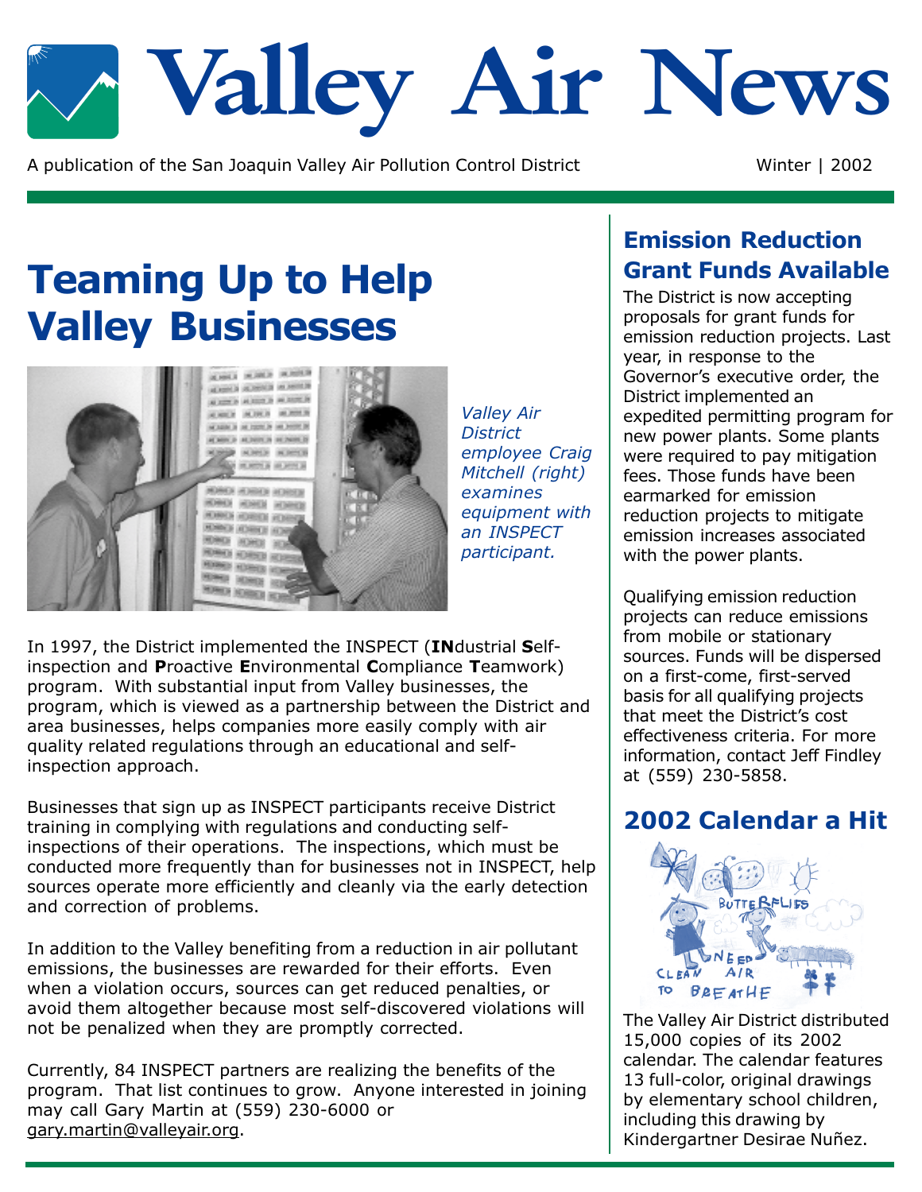# Valley Air News

A publication of the San Joaquin Valley Air Pollution Control District

Winter | 2002

## Teaming Up to Help Valley Businesses

*Valley Air District employee Craig Mitchell (right) examines equipment with an INSPECT participant.*

In 1997, the District implemented the INSPECT (**IN**dustrial **S**elf-inspection and **P**roactive **E**nvironmental **C**ompliance **T**eamwork) program. With substantial input from Valley businesses, the program, which is viewed as a partnership between the District and area businesses, helps companies more easily comply with air quality related regulations through an educational and self-inspection approach.

Businesses that sign up as INSPECT participants receive District training in complying with regulations and conducting self-inspections of their operations. The inspections, which must be conducted more frequently than for businesses not in INSPECT, help sources operate more efficiently and cleanly via the early detection and correction of problems.

In addition to the Valley benefiting from a reduction in air pollutant emissions, the businesses are rewarded for their efforts. Even when a violation occurs, sources can get reduced penalties, or avoid them altogether because most self-discovered violations will not be penalized when they are promptly corrected.

Currently, 84 INSPECT partners are realizing the benefits of the program. That list continues to grow. Anyone interested in joining may call Gary Martin at (559) 230-6000 or gary.martin@valleyair.org.

## Emission Reduction Grant Funds Available

The District is now accepting proposals for grant funds for emission reduction projects. Last year, in response to the Governor's executive order, the District implemented an expedited permitting program for new power plants. Some plants were required to pay mitigation fees. Those funds have been earmarked for emission reduction projects to mitigate emission increases associated with the power plants.

Qualifying emission reduction projects can reduce emissions from mobile or stationary sources. Funds will be dispersed on a first-come, first-served basis for all qualifying projects that meet the District's cost effectiveness criteria. For more information, contact Jeff Findley at (559) 230-5858.

## 2002 Calendar a Hit

The Valley Air District distributed 15,000 copies of its 2002 calendar. The calendar features 13 full-color, original drawings by elementary school children, including this drawing by Kindergartner Desirae Nuñez.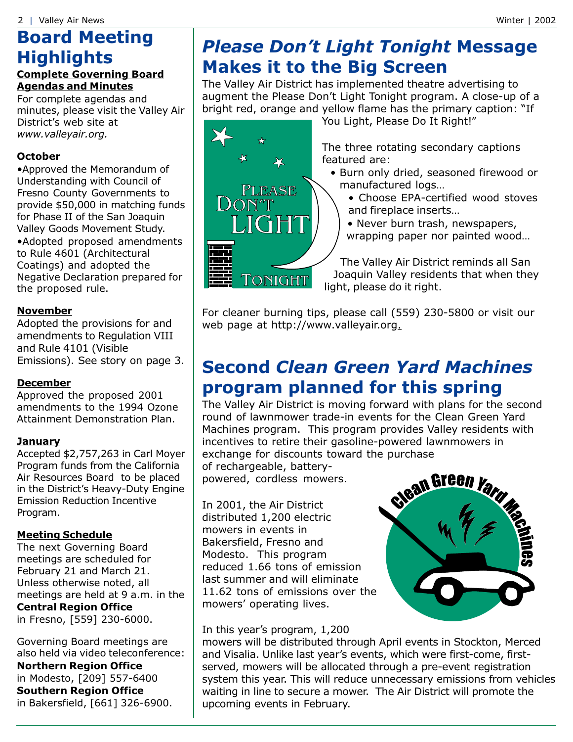# Board Meeting Highlights

**Complete Governing Board Agendas and Minutes**

For complete agendas and minutes, please visit the Valley Air District's web site at *www.valleyair.org.*

**October**

- Approved the Memorandum of Understanding with Council of Fresno County Governments to provide $50,000 in matching funds for Phase II of the San Joaquin Valley Goods Movement Study.
- Adopted proposed amendments to Rule 4601 (Architectural Coatings) and adopted the Negative Declaration prepared for the proposed rule.

**November**

Adopted the provisions for and amendments to Regulation VIII and Rule 4101 (Visible Emissions). See story on page 3.

**December**

Approved the proposed 2001 amendments to the 1994 Ozone Attainment Demonstration Plan.

**January**

Accepted $2,757,263 in Carl Moyer Program funds from the California Air Resources Board to be placed in the District's Heavy-Duty Engine Emission Reduction Incentive Program.

**Meeting Schedule**

The next Governing Board meetings are scheduled for February 21 and March 21. Unless otherwise noted, all meetings are held at 9 a.m. in the **Central Region Office** in Fresno, [559] 230-6000.

Governing Board meetings are also held via video teleconference:
**Northern Region Office** in Modesto, [209] 557-6400
**Southern Region Office** in Bakersfield, [661] 326-6900.

# *Please Don't Light Tonight* Message Makes it to the Big Screen

The Valley Air District has implemented theatre advertising to augment the Please Don't Light Tonight program. A close-up of a bright red, orange and yellow flame has the primary caption: "If You Light, Please Do It Right!"

The three rotating secondary captions featured are:

- Burn only dried, seasoned firewood or manufactured logs…
- Choose EPA-certified wood stoves and fireplace inserts…
- Never burn trash, newspapers, wrapping paper nor painted wood…

The Valley Air District reminds all San Joaquin Valley residents that when they light, please do it right.

For cleaner burning tips, please call (559) 230-5800 or visit our web page at http://www.valleyair.org.

# Second *Clean Green Yard Machines* program planned for this spring

The Valley Air District is moving forward with plans for the second round of lawnmower trade-in events for the Clean Green Yard Machines program. This program provides Valley residents with incentives to retire their gasoline-powered lawnmowers in exchange for discounts toward the purchase of rechargeable, battery-powered, cordless mowers.

In 2001, the Air District distributed 1,200 electric mowers in events in Bakersfield, Fresno and Modesto. This program reduced 1.66 tons of emission last summer and will eliminate 11.62 tons of emissions over the mowers' operating lives.

In this year's program, 1,200 mowers will be distributed through April events in Stockton, Merced and Visalia. Unlike last year's events, which were first-come, first-served, mowers will be allocated through a pre-event registration system this year. This will reduce unnecessary emissions from vehicles waiting in line to secure a mower. The Air District will promote the upcoming events in February.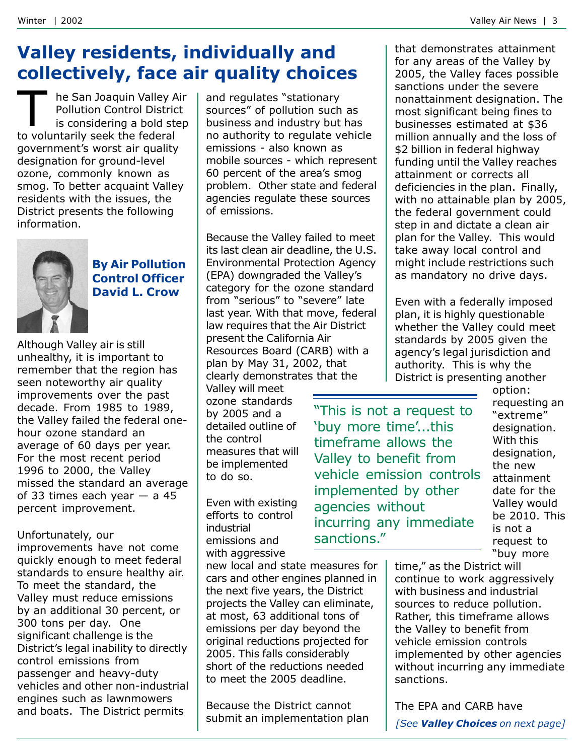# Valley residents, individually and collectively, face air quality choices

The San Joaquin Valley Air Pollution Control District is considering a bold step to voluntarily seek the federal government's worst air quality designation for ground-level ozone, commonly known as smog. To better acquaint Valley residents with the issues, the District presents the following information.

**By Air Pollution Control Officer David L. Crow**

Although Valley air is still unhealthy, it is important to remember that the region has seen noteworthy air quality improvements over the past decade. From 1985 to 1989, the Valley failed the federal one-hour ozone standard an average of 60 days per year. For the most recent period 1996 to 2000, the Valley missed the standard an average of 33 times each year — a 45 percent improvement.

Unfortunately, our improvements have not come quickly enough to meet federal standards to ensure healthy air. To meet the standard, the Valley must reduce emissions by an additional 30 percent, or 300 tons per day. One significant challenge is the District's legal inability to directly control emissions from passenger and heavy-duty vehicles and other non-industrial engines such as lawnmowers and boats. The District permits and regulates "stationary sources" of pollution such as business and industry but has no authority to regulate vehicle emissions - also known as mobile sources - which represent 60 percent of the area's smog problem. Other state and federal agencies regulate these sources of emissions.

Because the Valley failed to meet its last clean air deadline, the U.S. Environmental Protection Agency (EPA) downgraded the Valley's category for the ozone standard from "serious" to "severe" late last year. With that move, federal law requires that the Air District present the California Air Resources Board (CARB) with a plan by May 31, 2002, that clearly demonstrates that the Valley will meet ozone standards by 2005 and a detailed outline of the control measures that will be implemented to do so.

Even with existing efforts to control industrial emissions and with aggressive new local and state measures for cars and other engines planned in the next five years, the District projects the Valley can eliminate, at most, 63 additional tons of emissions per day beyond the original reductions projected for 2005. This falls considerably short of the reductions needed to meet the 2005 deadline.

Because the District cannot submit an implementation plan that demonstrates attainment for any areas of the Valley by 2005, the Valley faces possible sanctions under the severe nonattainment designation. The most significant being fines to businesses estimated at $36 million annually and the loss of $2 billion in federal highway funding until the Valley reaches attainment or corrects all deficiencies in the plan. Finally, with no attainable plan by 2005, the federal government could step in and dictate a clean air plan for the Valley. This would take away local control and might include restrictions such as mandatory no drive days.

Even with a federally imposed plan, it is highly questionable whether the Valley could meet standards by 2005 given the agency's legal jurisdiction and authority. This is why the District is presenting another option: requesting an "extreme" designation. With this designation, the new attainment date for the Valley would be 2010. This is not a request to "buy more time," as the District will continue to work aggressively with business and industrial sources to reduce pollution. Rather, this timeframe allows the Valley to benefit from vehicle emission controls implemented by other agencies without incurring any immediate sanctions.

> "This is not a request to 'buy more time'...this timeframe allows the Valley to benefit from vehicle emission controls implemented by other agencies without incurring any immediate sanctions."

The EPA and CARB have

*[See **Valley Choices** on next page]*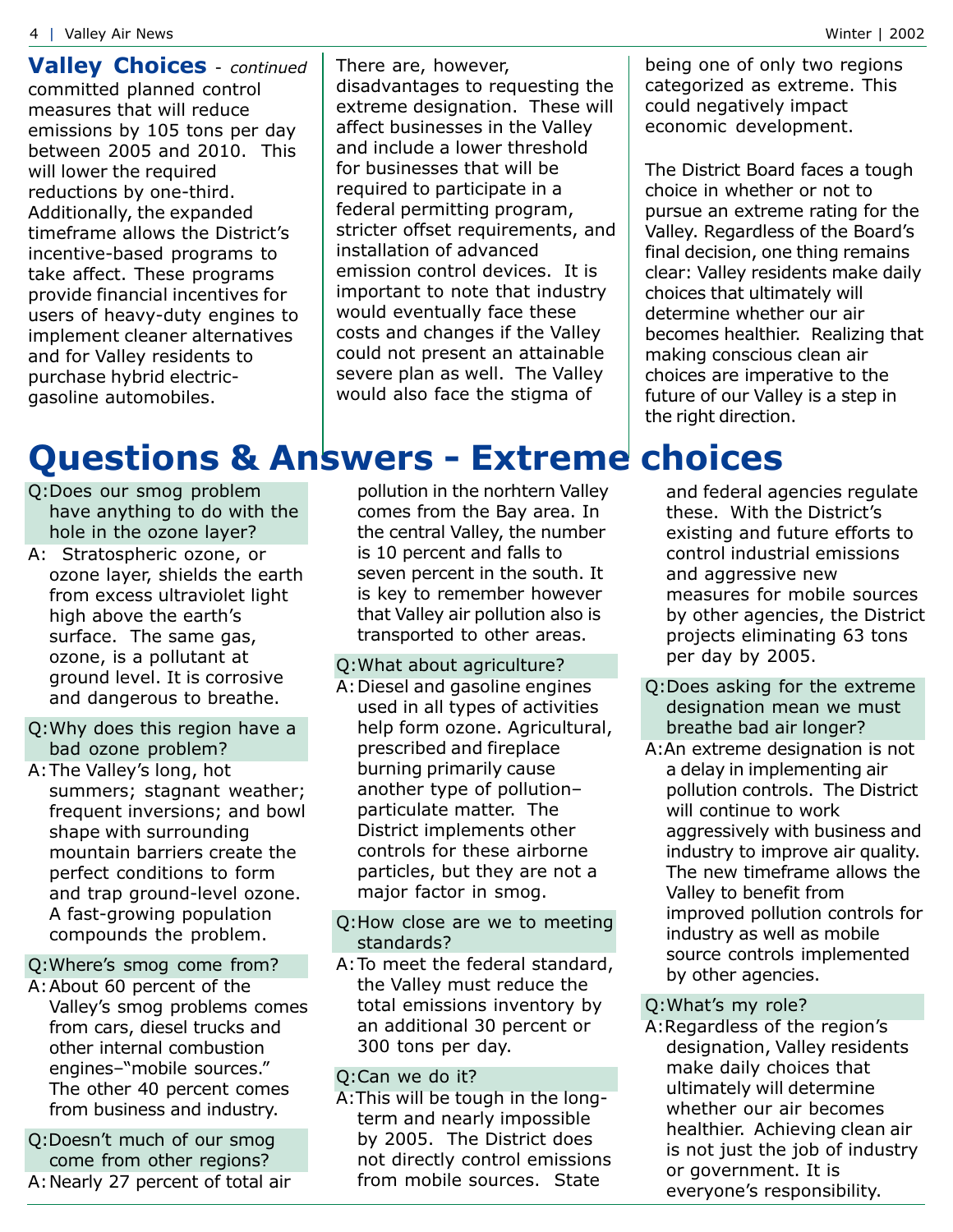**Valley Choices** - *continued*

committed planned control measures that will reduce emissions by 105 tons per day between 2005 and 2010. This will lower the required reductions by one-third. Additionally, the expanded timeframe allows the District's incentive-based programs to take affect. These programs provide financial incentives for users of heavy-duty engines to implement cleaner alternatives and for Valley residents to purchase hybrid electric-gasoline automobiles.

There are, however, disadvantages to requesting the extreme designation. These will affect businesses in the Valley and include a lower threshold for businesses that will be required to participate in a federal permitting program, stricter offset requirements, and installation of advanced emission control devices. It is important to note that industry would eventually face these costs and changes if the Valley could not present an attainable severe plan as well. The Valley would also face the stigma of being one of only two regions categorized as extreme. This could negatively impact economic development.

The District Board faces a tough choice in whether or not to pursue an extreme rating for the Valley. Regardless of the Board's final decision, one thing remains clear: Valley residents make daily choices that ultimately will determine whether our air becomes healthier. Realizing that making conscious clean air choices are imperative to the future of our Valley is a step in the right direction.

# Questions & Answers - Extreme choices

**Q: Does our smog problem have anything to do with the hole in the ozone layer?**

A: Stratospheric ozone, or ozone layer, shields the earth from excess ultraviolet light high above the earth's surface. The same gas, ozone, is a pollutant at ground level. It is corrosive and dangerous to breathe.

**Q: Why does this region have a bad ozone problem?**

A: The Valley's long, hot summers; stagnant weather; frequent inversions; and bowl shape with surrounding mountain barriers create the perfect conditions to form and trap ground-level ozone. A fast-growing population compounds the problem.

**Q: Where's smog come from?**

A: About 60 percent of the Valley's smog problems comes from cars, diesel trucks and other internal combustion engines–"mobile sources." The other 40 percent comes from business and industry.

**Q: Doesn't much of our smog come from other regions?**

A: Nearly 27 percent of total air pollution in the norhtern Valley comes from the Bay area. In the central Valley, the number is 10 percent and falls to seven percent in the south. It is key to remember however that Valley air pollution also is transported to other areas.

**Q: What about agriculture?**

A: Diesel and gasoline engines used in all types of activities help form ozone. Agricultural, prescribed and fireplace burning primarily cause another type of pollution–particulate matter. The District implements other controls for these airborne particles, but they are not a major factor in smog.

**Q: How close are we to meeting standards?**

A: To meet the federal standard, the Valley must reduce the total emissions inventory by an additional 30 percent or 300 tons per day.

**Q: Can we do it?**

A: This will be tough in the long-term and nearly impossible by 2005. The District does not directly control emissions from mobile sources. State and federal agencies regulate these. With the District's existing and future efforts to control industrial emissions and aggressive new measures for mobile sources by other agencies, the District projects eliminating 63 tons per day by 2005.

**Q: Does asking for the extreme designation mean we must breathe bad air longer?**

A: An extreme designation is not a delay in implementing air pollution controls. The District will continue to work aggressively with business and industry to improve air quality. The new timeframe allows the Valley to benefit from improved pollution controls for industry as well as mobile source controls implemented by other agencies.

**Q: What's my role?**

A: Regardless of the region's designation, Valley residents make daily choices that ultimately will determine whether our air becomes healthier. Achieving clean air is not just the job of industry or government. It is everyone's responsibility.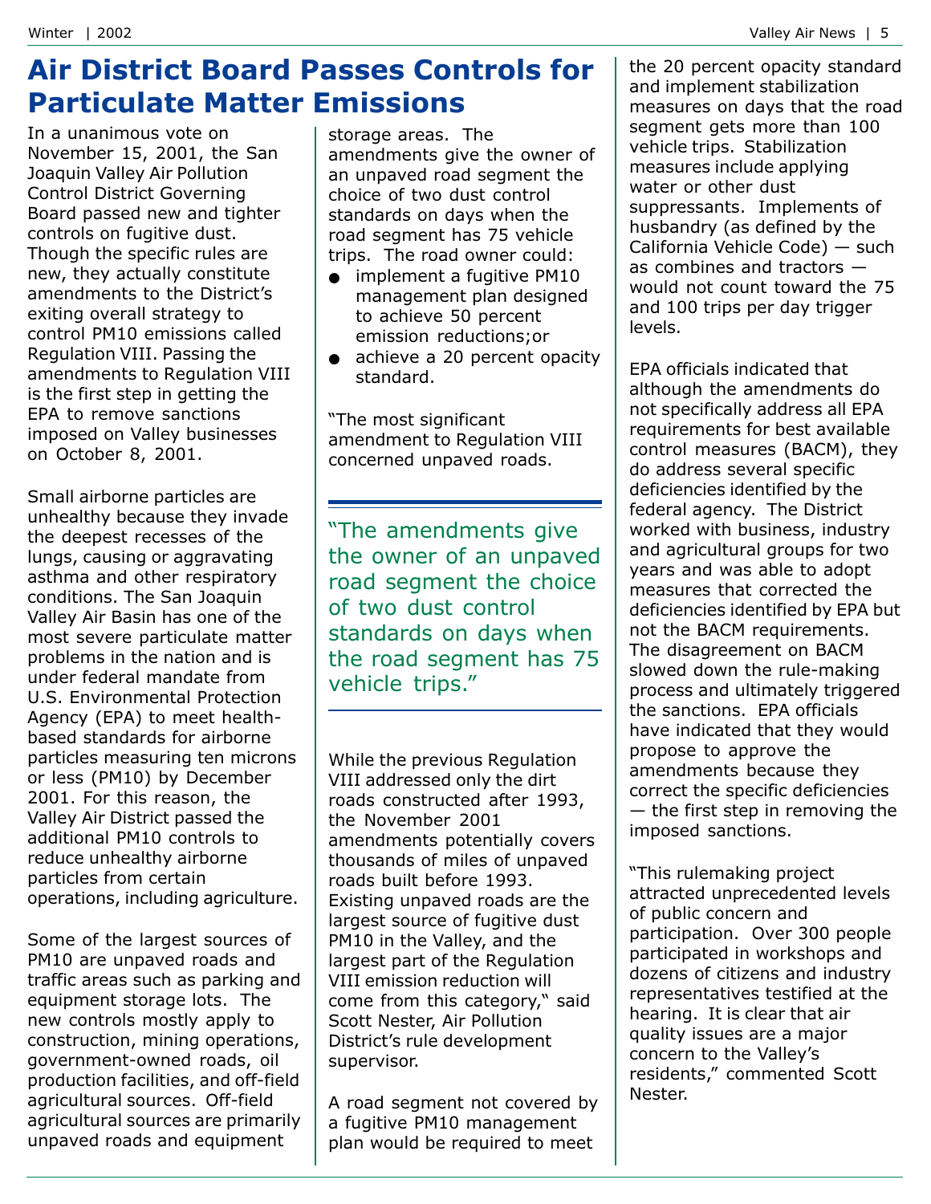# Air District Board Passes Controls for Particulate Matter Emissions

In a unanimous vote on November 15, 2001, the San Joaquin Valley Air Pollution Control District Governing Board passed new and tighter controls on fugitive dust. Though the specific rules are new, they actually constitute amendments to the District's exiting overall strategy to control PM10 emissions called Regulation VIII. Passing the amendments to Regulation VIII is the first step in getting the EPA to remove sanctions imposed on Valley businesses on October 8, 2001.

Small airborne particles are unhealthy because they invade the deepest recesses of the lungs, causing or aggravating asthma and other respiratory conditions. The San Joaquin Valley Air Basin has one of the most severe particulate matter problems in the nation and is under federal mandate from U.S. Environmental Protection Agency (EPA) to meet health-based standards for airborne particles measuring ten microns or less (PM10) by December 2001. For this reason, the Valley Air District passed the additional PM10 controls to reduce unhealthy airborne particles from certain operations, including agriculture.

Some of the largest sources of PM10 are unpaved roads and traffic areas such as parking and equipment storage lots. The new controls mostly apply to construction, mining operations, government-owned roads, oil production facilities, and off-field agricultural sources. Off-field agricultural sources are primarily unpaved roads and equipment storage areas. The amendments give the owner of an unpaved road segment the choice of two dust control standards on days when the road segment has 75 vehicle trips. The road owner could:

- implement a fugitive PM10 management plan designed to achieve 50 percent emission reductions;or
- achieve a 20 percent opacity standard.

"The most significant amendment to Regulation VIII concerned unpaved roads.

> "The amendments give the owner of an unpaved road segment the choice of two dust control standards on days when the road segment has 75 vehicle trips."

While the previous Regulation VIII addressed only the dirt roads constructed after 1993, the November 2001 amendments potentially covers thousands of miles of unpaved roads built before 1993. Existing unpaved roads are the largest source of fugitive dust PM10 in the Valley, and the largest part of the Regulation VIII emission reduction will come from this category," said Scott Nester, Air Pollution District's rule development supervisor.

A road segment not covered by a fugitive PM10 management plan would be required to meet the 20 percent opacity standard and implement stabilization measures on days that the road segment gets more than 100 vehicle trips. Stabilization measures include applying water or other dust suppressants. Implements of husbandry (as defined by the California Vehicle Code) — such as combines and tractors — would not count toward the 75 and 100 trips per day trigger levels.

EPA officials indicated that although the amendments do not specifically address all EPA requirements for best available control measures (BACM), they do address several specific deficiencies identified by the federal agency. The District worked with business, industry and agricultural groups for two years and was able to adopt measures that corrected the deficiencies identified by EPA but not the BACM requirements. The disagreement on BACM slowed down the rule-making process and ultimately triggered the sanctions. EPA officials have indicated that they would propose to approve the amendments because they correct the specific deficiencies — the first step in removing the imposed sanctions.

"This rulemaking project attracted unprecedented levels of public concern and participation. Over 300 people participated in workshops and dozens of citizens and industry representatives testified at the hearing. It is clear that air quality issues are a major concern to the Valley's residents," commented Scott Nester.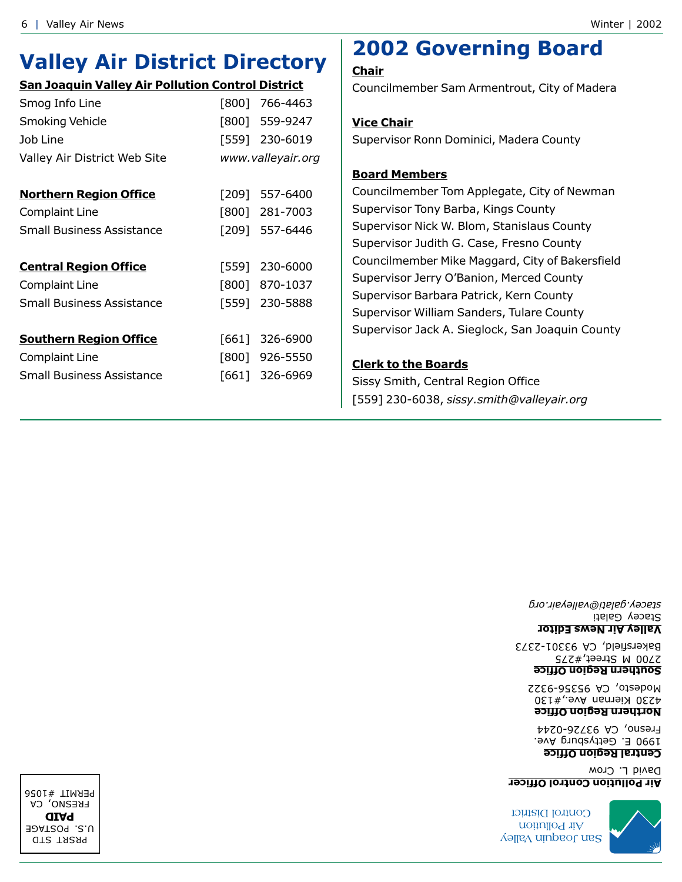# Valley Air District Directory

**San Joaquin Valley Air Pollution Control District**

| | |
|---|---|
| Smog Info Line | [800] 766-4463 |
| Smoking Vehicle | [800] 559-9247 |
| Job Line | [559] 230-6019 |
| Valley Air District Web Site | *www.valleyair.org* |

| | |
|---|---|
| **Northern Region Office** | [209] 557-6400 |
| Complaint Line | [800] 281-7003 |
| Small Business Assistance | [209] 557-6446 |

| | |
|---|---|
| **Central Region Office** | [559] 230-6000 |
| Complaint Line | [800] 870-1037 |
| Small Business Assistance | [559] 230-5888 |

| | |
|---|---|
| **Southern Region Office** | [661] 326-6900 |
| Complaint Line | [800] 926-5550 |
| Small Business Assistance | [661] 326-6969 |

# 2002 Governing Board

**Chair**

Councilmember Sam Armentrout, City of Madera

**Vice Chair**

Supervisor Ronn Dominici, Madera County

**Board Members**

Councilmember Tom Applegate, City of Newman
Supervisor Tony Barba, Kings County
Supervisor Nick W. Blom, Stanislaus County
Supervisor Judith G. Case, Fresno County
Councilmember Mike Maggard, City of Bakersfield
Supervisor Jerry O'Banion, Merced County
Supervisor Barbara Patrick, Kern County
Supervisor William Sanders, Tulare County
Supervisor Jack A. Sieglock, San Joaquin County

**Clerk to the Boards**

Sissy Smith, Central Region Office
[559] 230-6038, *sissy.smith@valleyair.org*

---

San Joaquin Valley Air Pollution Control District

**Air Pollution Control Officer**
David L. Crow

**Central Region Office**
1990 E. Gettysburg Ave.
Fresno, CA 93726-0244

**Northern Region Office**
4230 Kiernan Ave.,#130
Modesto, CA 95356-9322

**Southern Region Office**
2700 M Street,#275
Bakersfield, CA 93301-2373

**Valley Air News Editor**
Stacey Galati
*stacey.galati@valleyair.org*

PRSRT STD
U.S. POSTAGE
**PAID**
FRESNO, CA
PERMIT #1056